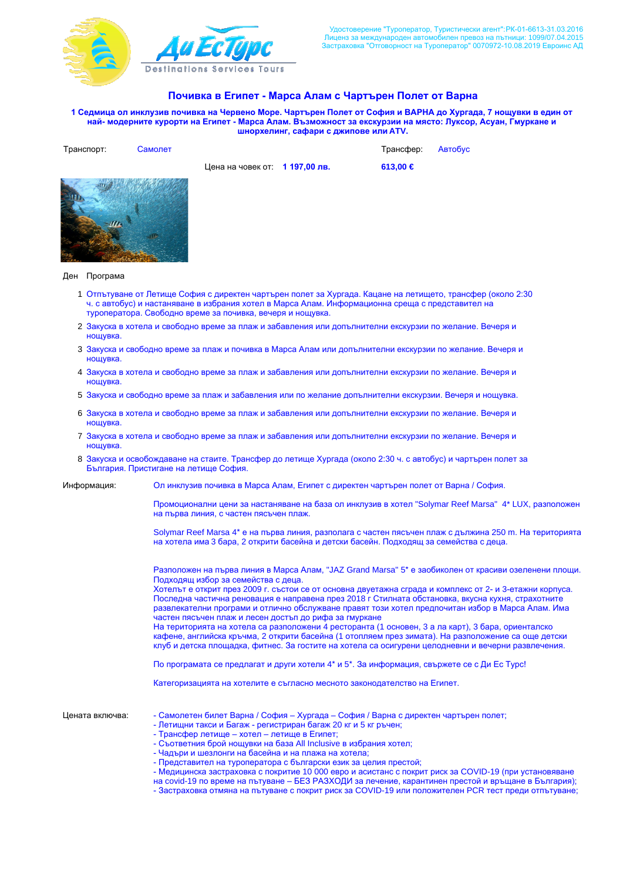Ди Ес Турс
Destinations Services Tours

Удостоверение "Туроператор, Туристически агент":РК-01-6613-31.03.2016
Лиценз за международен автомобилен превоз на пътници: 1099/07.04.2015
Застраховка "Отговорност на Туроператор" 0070972-10.08.2019 Евроинс АД

# Почивка в Египет - Марса Алам с Чартърен Полет от Варна

**1 Седмица ол инклузив почивка на Червено Море. Чартърен Полет от София и ВАРНА до Хургада, 7 нощувки в един от най- модерните курорти на Египет - Марса Алам. Възможност за екскурзии на място: Луксор, Асуан, Гмуркане и шнорхелинг, сафари с джипове или ATV.**

Транспорт: Самолет

Трансфер: Автобус

Цена на човек от: **1 197,00 лв.** **613,00 €**

| Ден | Програма |
| --- | --- |
| 1 | Отпътуване от Летище София с директен чартърен полет за Хургада. Кацане на летището, трансфер (около 2:30 ч. с автобус) и настаняване в избрания хотел в Марса Алам. Информационна среща с представител на туроператора. Свободно време за почивка, вечеря и нощувка. |
| 2 | Закуска в хотела и свободно време за плаж и забавления или допълнителни екскурзии по желание. Вечеря и нощувка. |
| 3 | Закуска и свободно време за плаж и почивка в Марса Алам или допълнителни екскурзии по желание. Вечеря и нощувка. |
| 4 | Закуска в хотела и свободно време за плаж и забавления или допълнителни екскурзии по желание. Вечеря и нощувка. |
| 5 | Закуска и свободно време за плаж и забавления или по желание допълнителни екскурзии. Вечеря и нощувка. |
| 6 | Закуска в хотела и свободно време за плаж и забавления или допълнителни екскурзии по желание. Вечеря и нощувка. |
| 7 | Закуска в хотела и свободно време за плаж и забавления или допълнителни екскурзии по желание. Вечеря и нощувка. |
| 8 | Закуска и освобождаване на стаите. Трансфер до летище Хургада (около 2:30 ч. с автобус) и чартърен полет за България. Пристигане на летище София. |

**Информация:**

Ол инклузив почивка в Марса Алам, Египет с директен чартърен полет от Варна / София.

Промоционални цени за настаняване на база ол инклузив в хотел "Solymar Reef Marsa" 4* LUX, разположен на първа линия, с частен пясъчен плаж.

Solymar Reef Marsa 4* е на първа линия, разполага с частен пясъчен плаж с дължина 250 m. На територията на хотела има 3 бара, 2 открити басейна и детски басейн. Подходящ за семейства с деца.

Разположен на първа линия в Марса Алам, "JAZ Grand Marsa" 5* е заобиколен от красиви озеленени площи. Подходящ избор за семейства с деца.
Хотелът е открит през 2009 г. състои се от основна двуетажна сграда и комплекс от 2- и 3-етажни корпуса. Последна частична реновация е направена през 2018 г Стилната обстановка, вкусна кухня, страхотните развлекателни програми и отлично обслужване правят този хотел предпочитан избор в Марса Алам. Има частен пясъчен плаж и лесен достъп до рифа за гмуркане
На територията на хотела са разположени 4 ресторанта (1 основен, 3 а ла карт), 3 бара, ориенталско кафене, английска кръчма, 2 открити басейна (1 отопляем през зимата). На разположение са още детски клуб и детска площадка, фитнес. За гостите на хотела са осигурени целодневни и вечерни развлечения.

По програмата се предлагат и други хотели 4* и 5*. За информация, свържете се с Ди Ес Турс!

Категоризацията на хотелите е съгласно местното законодателство на Египет.

**Цената включва:**

- Самолетен билет Варна / София – Хургада – София / Варна с директен чартърен полет;
- Летищни такси и Багаж - регистриран багаж 20 кг и 5 кг ръчен;
- Трансфер летище – хотел – летище в Египет;
- Съответния брой нощувки на база All Inclusive в избрания хотел;
- Чадъри и шезлонги на басейна и на плажа на хотела;
- Представител на туроператора с български език за целия престой;
- Медицинска застраховка с покритие 10 000 евро и асистанс с покрит риск за COVID-19 (при установяване на covid-19 по време на пътуване – БЕЗ РАЗХОДИ за лечение, карантинен престой и връщане в България);
- Застраховка отмяна на пътуване с покрит риск за COVID-19 или положителен PCR тест преди отпътуване;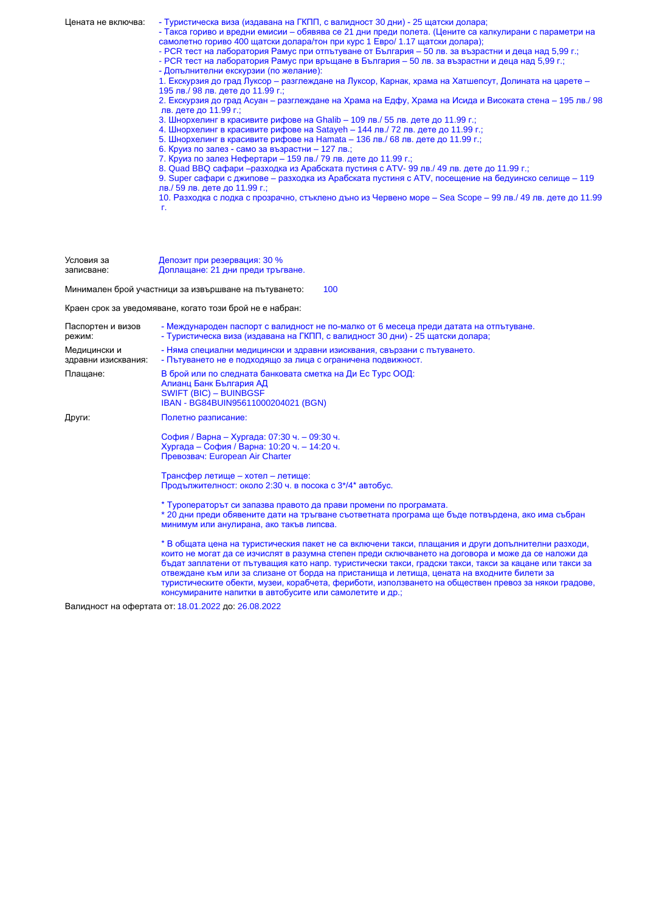Цената не включва:

- Туристическа виза (издавана на ГКПП, с валидност 30 дни) - 25 щатски долара;
- Такса гориво и вредни емисии – обявява се 21 дни преди полета. (Цените са калкулирани с параметри на самолетно гориво 400 щатски долара/тон при курс 1 Евро/ 1.17 щатски долара);
- PCR тест на лаборатория Рамус при отпътуване от България – 50 лв. за възрастни и деца над 5,99 г.;
- PCR тест на лаборатория Рамус при връщане в България – 50 лв. за възрастни и деца над 5,99 г.;
- Допълнителни екскурзии (по желание):

1. Екскурзия до град Луксор – разглеждане на Луксор, Карнак, храма на Хатшепсут, Долината на царете – 195 лв./ 98 лв. дете до 11.99 г.;
2. Екскурзия до град Асуан – разглеждане на Храма на Едфу, Храма на Исида и Високата стена – 195 лв./ 98 лв. дете до 11.99 г.;
3. Шнорхелинг в красивите рифове на Ghalib – 109 лв./ 55 лв. дете до 11.99 г.;
4. Шнорхелинг в красивите рифове на Satayeh – 144 лв./ 72 лв. дете до 11.99 г.;
5. Шнорхелинг в красивите рифове на Hamata – 136 лв./ 68 лв. дете до 11.99 г.;
6. Круиз по залез - само за възрастни – 127 лв.;
7. Круиз по залез Нефертари – 159 лв./ 79 лв. дете до 11.99 г.;
8. Quad BBQ сафари –разходка из Арабската пустиня с ATV- 99 лв./ 49 лв. дете до 11.99 г.;
9. Super сафари с джипове – разходка из Арабската пустиня с ATV, посещение на бедуинско селище – 119 лв./ 59 лв. дете до 11.99 г.;
10. Разходка с лодка с прозрачно, стъклено дъно из Червено море – Sea Scope – 99 лв./ 49 лв. дете до 11.99 г.

Условия за записване:
Депозит при резервация: 30 %
Доплащане: 21 дни преди тръгване.

Минимален брой участници за извършване на пътуването: 100

Краен срок за уведомяване, когато този брой не е набран:

Паспортен и визов режим:
- Международен паспорт с валидност не по-малко от 6 месеца преди датата на отпътуване.
- Туристическа виза (издавана на ГКПП, с валидност 30 дни) - 25 щатски долара;

Медицински и здравни изисквания:
- Няма специални медицински и здравни изисквания, свързани с пътуването.
- Пътуването не е подходящо за лица с ограничена подвижност.

Плащане:
В брой или по следната банковата сметка на Ди Ес Турс ООД:
Алианц Банк България АД
SWIFT (BIC) – BUINBGSF
IBAN - BG84BUIN95611000204021 (BGN)

Други:
Полетно разписание:

София / Варна – Хургада: 07:30 ч. – 09:30 ч.
Хургада – София / Варна: 10:20 ч. – 14:20 ч.
Превозвач: European Air Charter

Трансфер летище – хотел – летище:
Продължителност: около 2:30 ч. в посока с 3*/4* автобус.

* Туроператорът си запазва правото да прави промени по програмата.
* 20 дни преди обявените дати на тръгване съответната програма ще бъде потвърдена, ако има събран минимум или анулирана, ако такъв липсва.

* В общата цена на туристическия пакет не са включени такси, плащания и други допълнителни разходи, които не могат да се изчислят в разумна степен преди сключването на договора и може да се наложи да бъдат заплатени от пътуващия като напр. туристически такси, градски такси, такси за качане или такси за отвеждане към или за слизане от борда на пристанища и летища, цената на входните билети за туристическите обекти, музеи, корабчета, фериботи, използването на обществен превоз за някои градове, консумираните напитки в автобусите или самолетите и др.;

Валидност на офертата от: 18.01.2022 до: 26.08.2022